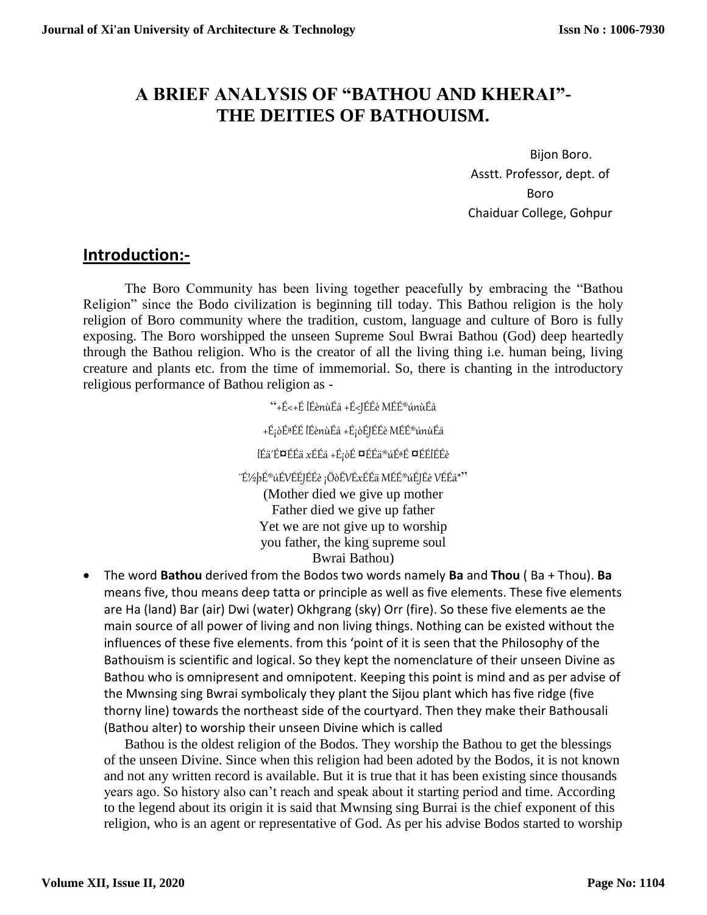# A BRIEF ANALYSIS OF "BATHOU AND KHERAI"- THE DEITIES OF BATHOUISM.

Bijon Boro.
Asstt. Professor, dept. of Boro
Chaiduar College, Gohpur

## Introduction:-

The Boro Community has been living together peacefully by embracing the "Bathou Religion" since the Bodo civilization is beginning till today. This Bathou religion is the holy religion of Boro community where the tradition, custom, language and culture of Boro is fully exposing. The Boro worshipped the unseen Supreme Soul Bwrai Bathou (God) deep heartedly through the Bathou religion. Who is the creator of all the living thing i.e. human being, living creature and plants etc. from the time of immemorial. So, there is chanting in the introductory religious performance of Bathou religion as -

"+É<+É lÉènùÉå +É<JÉÉè MÉÉ®únùÉå

+É¡òÉªÉÉ lÉènùÉå +É¡òÉJÉÉè MÉÉ®únùÉå

lÉä´É¤ÉÉä xÉÉå +É¡òÉ ¤ÉÉä®úÉªÉ ¤ÉÉlÉÉè

¨É½þÉ®úÉVÉÉJÉÉè ¡ÖòÊVÉxÉÉä MÉÉ®úÉJÉè VÉÉå\*"

(Mother died we give up mother
Father died we give up father
Yet we are not give up to worship
you father, the king supreme soul
Bwrai Bathou)

- The word **Bathou** derived from the Bodos two words namely **Ba** and **Thou** ( Ba + Thou). **Ba** means five, thou means deep tatta or principle as well as five elements. These five elements are Ha (land) Bar (air) Dwi (water) Okhgrang (sky) Orr (fire). So these five elements ae the main source of all power of living and non living things. Nothing can be existed without the influences of these five elements. from this 'point of it is seen that the Philosophy of the Bathouism is scientific and logical. So they kept the nomenclature of their unseen Divine as Bathou who is omnipresent and omnipotent. Keeping this point is mind and as per advise of the Mwnsing sing Bwrai symbolicaly they plant the Sijou plant which has five ridge (five thorny line) towards the northeast side of the courtyard. Then they make their Bathousali (Bathou alter) to worship their unseen Divine which is called

Bathou is the oldest religion of the Bodos. They worship the Bathou to get the blessings of the unseen Divine. Since when this religion had been adoted by the Bodos, it is not known and not any written record is available. But it is true that it has been existing since thousands years ago. So history also can't reach and speak about it starting period and time. According to the legend about its origin it is said that Mwnsing sing Burrai is the chief exponent of this religion, who is an agent or representative of God. As per his advise Bodos started to worship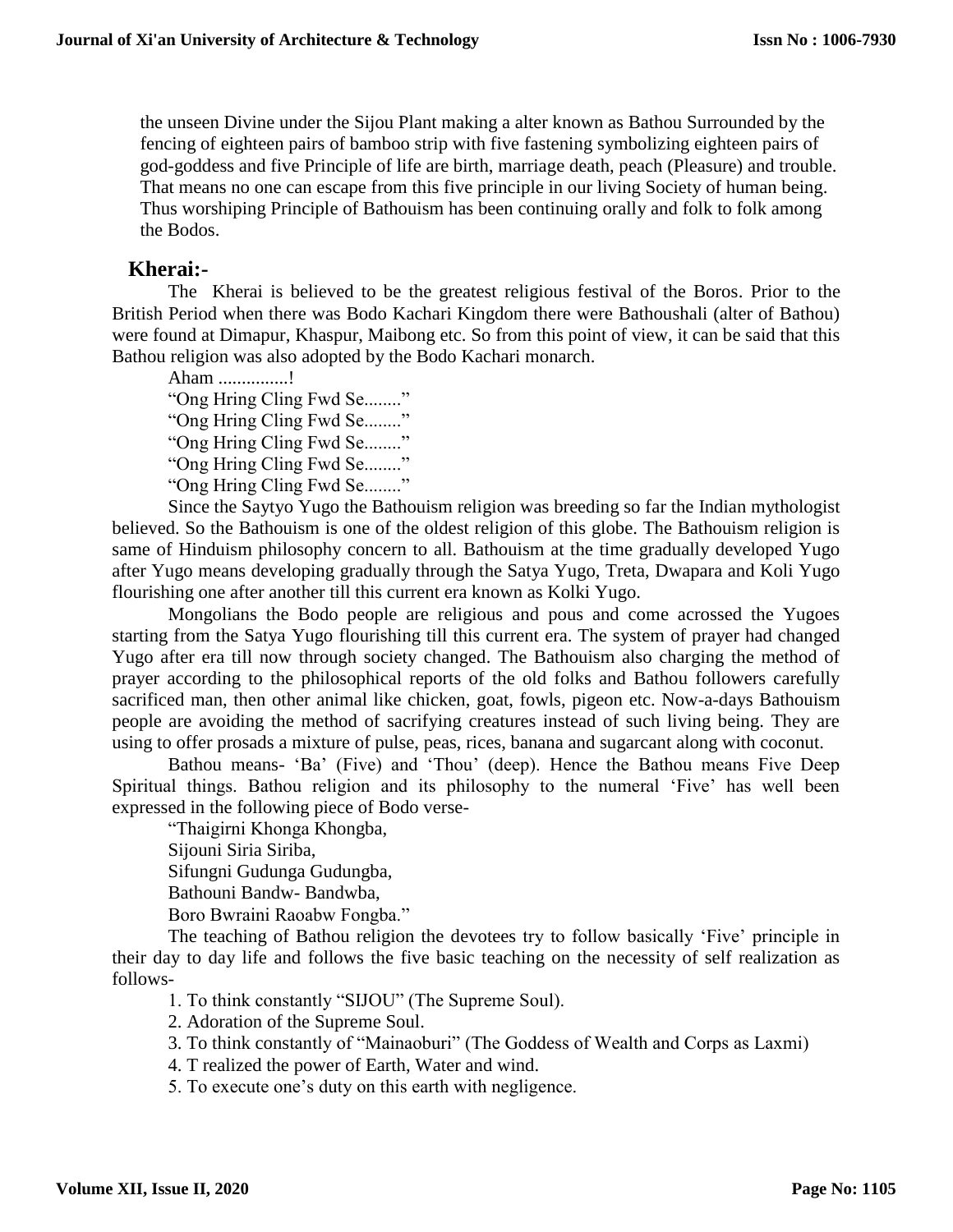the unseen Divine under the Sijou Plant making a alter known as Bathou Surrounded by the fencing of eighteen pairs of bamboo strip with five fastening symbolizing eighteen pairs of god-goddess and five Principle of life are birth, marriage death, peach (Pleasure) and trouble. That means no one can escape from this five principle in our living Society of human being. Thus worshiping Principle of Bathouism has been continuing orally and folk to folk among the Bodos.

## Kherai:-

The Kherai is believed to be the greatest religious festival of the Boros. Prior to the British Period when there was Bodo Kachari Kingdom there were Bathoushali (alter of Bathou) were found at Dimapur, Khaspur, Maibong etc. So from this point of view, it can be said that this Bathou religion was also adopted by the Bodo Kachari monarch.

Aham ...............!
"Ong Hring Cling Fwd Se........"
"Ong Hring Cling Fwd Se........"
"Ong Hring Cling Fwd Se........"
"Ong Hring Cling Fwd Se........"
"Ong Hring Cling Fwd Se........"

Since the Saytyo Yugo the Bathouism religion was breeding so far the Indian mythologist believed. So the Bathouism is one of the oldest religion of this globe. The Bathouism religion is same of Hinduism philosophy concern to all. Bathouism at the time gradually developed Yugo after Yugo means developing gradually through the Satya Yugo, Treta, Dwapara and Koli Yugo flourishing one after another till this current era known as Kolki Yugo.

Mongolians the Bodo people are religious and pous and come acrossed the Yugoes starting from the Satya Yugo flourishing till this current era. The system of prayer had changed Yugo after era till now through society changed. The Bathouism also charging the method of prayer according to the philosophical reports of the old folks and Bathou followers carefully sacrificed man, then other animal like chicken, goat, fowls, pigeon etc. Now-a-days Bathouism people are avoiding the method of sacrifying creatures instead of such living being. They are using to offer prosads a mixture of pulse, peas, rices, banana and sugarcant along with coconut.

Bathou means- 'Ba' (Five) and 'Thou' (deep). Hence the Bathou means Five Deep Spiritual things. Bathou religion and its philosophy to the numeral 'Five' has well been expressed in the following piece of Bodo verse-

"Thaigirni Khonga Khongba,
Sijouni Siria Siriba,
Sifungni Gudunga Gudungba,
Bathouni Bandw- Bandwba,
Boro Bwraini Raoabw Fongba."

The teaching of Bathou religion the devotees try to follow basically 'Five' principle in their day to day life and follows the five basic teaching on the necessity of self realization as follows-

1. To think constantly "SIJOU" (The Supreme Soul).
2. Adoration of the Supreme Soul.
3. To think constantly of "Mainaoburi" (The Goddess of Wealth and Corps as Laxmi)
4. T realized the power of Earth, Water and wind.
5. To execute one's duty on this earth with negligence.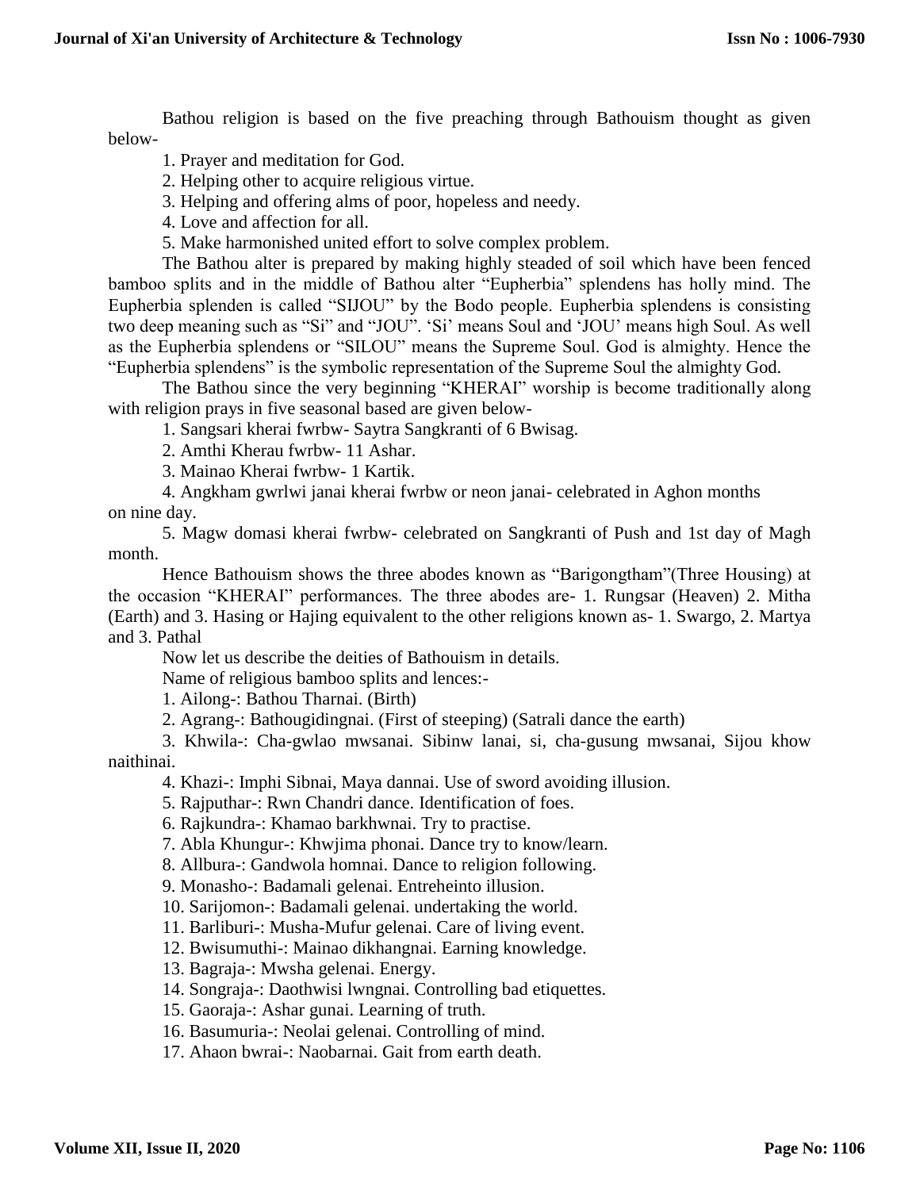Bathou religion is based on the five preaching through Bathouism thought as given below-

1. Prayer and meditation for God.
2. Helping other to acquire religious virtue.
3. Helping and offering alms of poor, hopeless and needy.
4. Love and affection for all.
5. Make harmonished united effort to solve complex problem.

The Bathou alter is prepared by making highly steaded of soil which have been fenced bamboo splits and in the middle of Bathou alter "Eupherbia" splendens has holly mind. The Eupherbia splenden is called "SIJOU" by the Bodo people. Eupherbia splendens is consisting two deep meaning such as "Si" and "JOU". 'Si' means Soul and 'JOU' means high Soul. As well as the Eupherbia splendens or "SILOU" means the Supreme Soul. God is almighty. Hence the "Eupherbia splendens" is the symbolic representation of the Supreme Soul the almighty God.

The Bathou since the very beginning "KHERAI" worship is become traditionally along with religion prays in five seasonal based are given below-

1. Sangsari kherai fwrbw- Saytra Sangkranti of 6 Bwisag.
2. Amthi Kherau fwrbw- 11 Ashar.
3. Mainao Kherai fwrbw- 1 Kartik.
4. Angkham gwrlwi janai kherai fwrbw or neon janai- celebrated in Aghon months on nine day.
5. Magw domasi kherai fwrbw- celebrated on Sangkranti of Push and 1st day of Magh month.

Hence Bathouism shows the three abodes known as "Barigongtham"(Three Housing) at the occasion "KHERAI" performances. The three abodes are- 1. Rungsar (Heaven) 2. Mitha (Earth) and 3. Hasing or Hajing equivalent to the other religions known as- 1. Swargo, 2. Martya and 3. Pathal

Now let us describe the deities of Bathouism in details.

Name of religious bamboo splits and lences:-

1. Ailong-: Bathou Tharnai. (Birth)
2. Agrang-: Bathougidingnai. (First of steeping) (Satrali dance the earth)
3. Khwila-: Cha-gwlao mwsanai. Sibinw lanai, si, cha-gusung mwsanai, Sijou khow naithinai.
4. Khazi-: Imphi Sibnai, Maya dannai. Use of sword avoiding illusion.
5. Rajputhar-: Rwn Chandri dance. Identification of foes.
6. Rajkundra-: Khamao barkhwnai. Try to practise.
7. Abla Khungur-: Khwjima phonai. Dance try to know/learn.
8. Allbura-: Gandwola homnai. Dance to religion following.
9. Monasho-: Badamali gelenai. Entreheinto illusion.
10. Sarijomon-: Badamali gelenai. undertaking the world.
11. Barliburi-: Musha-Mufur gelenai. Care of living event.
12. Bwisumuthi-: Mainao dikhangnai. Earning knowledge.
13. Bagraja-: Mwsha gelenai. Energy.
14. Songraja-: Daothwisi lwngnai. Controlling bad etiquettes.
15. Gaoraja-: Ashar gunai. Learning of truth.
16. Basumuria-: Neolai gelenai. Controlling of mind.
17. Ahaon bwrai-: Naobarnai. Gait from earth death.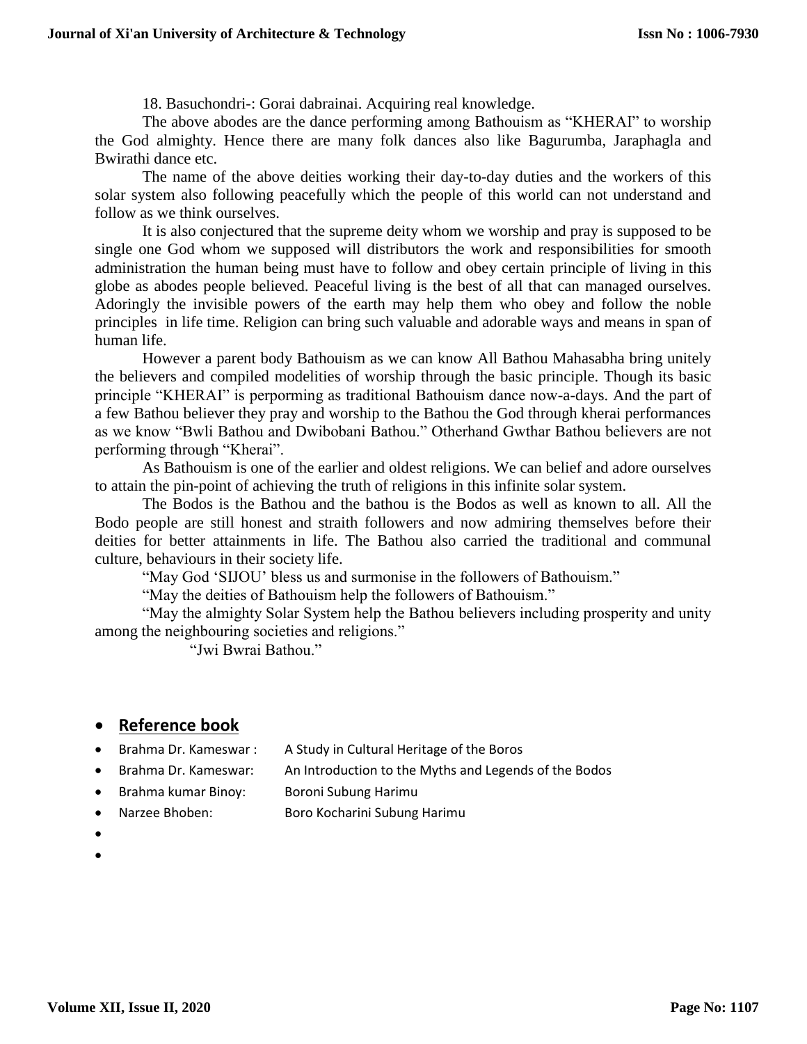18. Basuchondri-: Gorai dabrainai. Acquiring real knowledge.

The above abodes are the dance performing among Bathouism as "KHERAI" to worship the God almighty. Hence there are many folk dances also like Bagurumba, Jaraphagla and Bwirathi dance etc.

The name of the above deities working their day-to-day duties and the workers of this solar system also following peacefully which the people of this world can not understand and follow as we think ourselves.

It is also conjectured that the supreme deity whom we worship and pray is supposed to be single one God whom we supposed will distributors the work and responsibilities for smooth administration the human being must have to follow and obey certain principle of living in this globe as abodes people believed. Peaceful living is the best of all that can managed ourselves. Adoringly the invisible powers of the earth may help them who obey and follow the noble principles in life time. Religion can bring such valuable and adorable ways and means in span of human life.

However a parent body Bathouism as we can know All Bathou Mahasabha bring unitely the believers and compiled modelities of worship through the basic principle. Though its basic principle "KHERAI" is perporming as traditional Bathouism dance now-a-days. And the part of a few Bathou believer they pray and worship to the Bathou the God through kherai performances as we know "Bwli Bathou and Dwibobani Bathou." Otherhand Gwthar Bathou believers are not performing through "Kherai".

As Bathouism is one of the earlier and oldest religions. We can belief and adore ourselves to attain the pin-point of achieving the truth of religions in this infinite solar system.

The Bodos is the Bathou and the bathou is the Bodos as well as known to all. All the Bodo people are still honest and straith followers and now admiring themselves before their deities for better attainments in life. The Bathou also carried the traditional and communal culture, behaviours in their society life.

"May God 'SIJOU' bless us and surmonise in the followers of Bathouism."

"May the deities of Bathouism help the followers of Bathouism."

"May the almighty Solar System help the Bathou believers including prosperity and unity among the neighbouring societies and religions."

"Jwi Bwrai Bathou."

- **Reference book**
- Brahma Dr. Kameswar : A Study in Cultural Heritage of the Boros
- Brahma Dr. Kameswar: An Introduction to the Myths and Legends of the Bodos
- Brahma kumar Binoy: Boroni Subung Harimu
- Narzee Bhoben: Boro Kocharini Subung Harimu